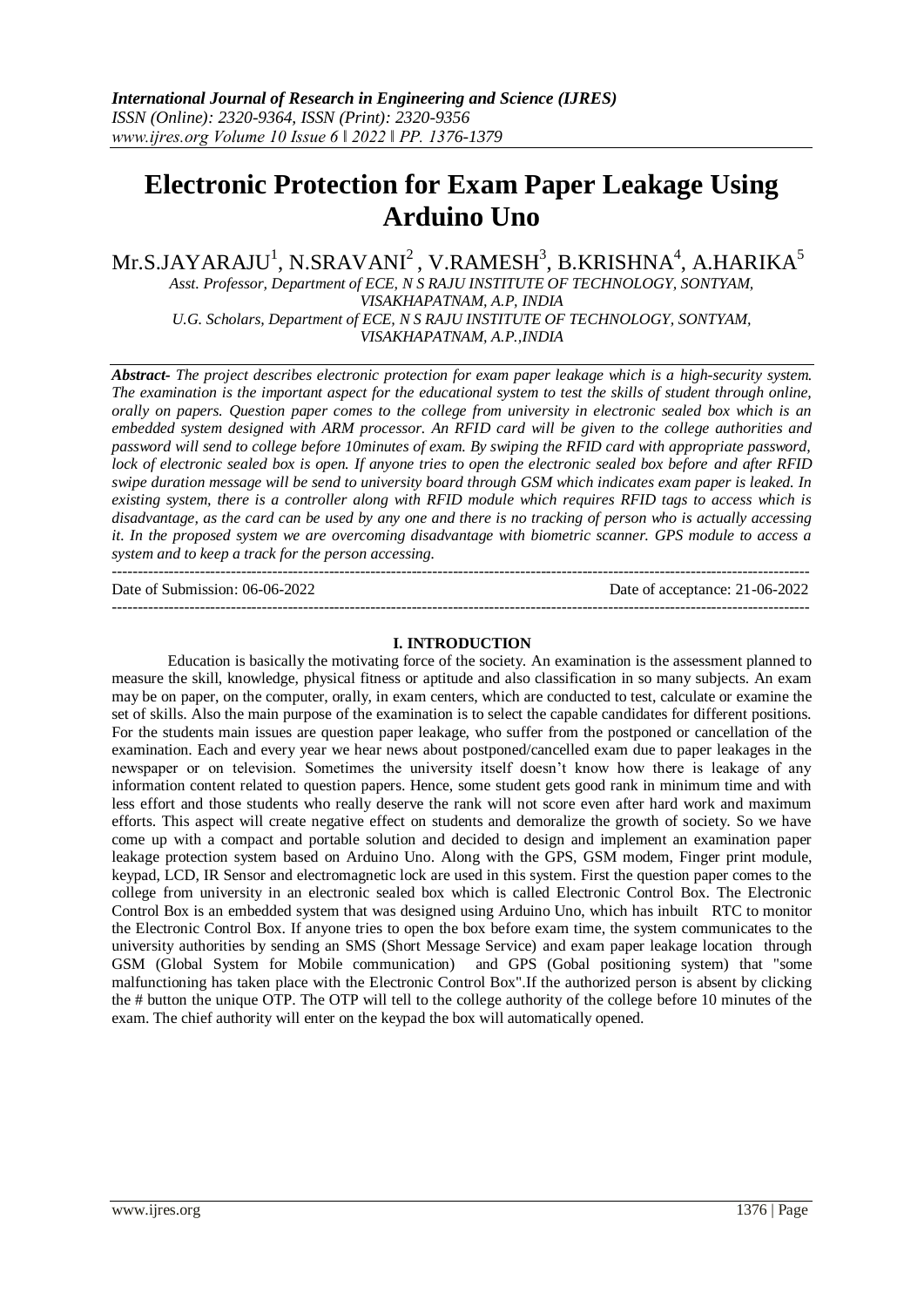# Electronic Protection for Exam Paper Leakage Using Arduino Uno

Mr.S.JAYARAJU[1], N.SRAVANI[2], V.RAMESH[3], B.KRISHNA[4], A.HARIKA[5]

*Asst. Professor, Department of ECE, N S RAJU INSTITUTE OF TECHNOLOGY, SONTYAM, VISAKHAPATNAM, A.P, INDIA*

*U.G. Scholars, Department of ECE, N S RAJU INSTITUTE OF TECHNOLOGY, SONTYAM, VISAKHAPATNAM, A.P.,INDIA*

***Abstract-*** *The project describes electronic protection for exam paper leakage which is a high-security system. The examination is the important aspect for the educational system to test the skills of student through online, orally on papers. Question paper comes to the college from university in electronic sealed box which is an embedded system designed with ARM processor. An RFID card will be given to the college authorities and password will send to college before 10minutes of exam. By swiping the RFID card with appropriate password, lock of electronic sealed box is open. If anyone tries to open the electronic sealed box before and after RFID swipe duration message will be send to university board through GSM which indicates exam paper is leaked. In existing system, there is a controller along with RFID module which requires RFID tags to access which is disadvantage, as the card can be used by any one and there is no tracking of person who is actually accessing it. In the proposed system we are overcoming disadvantage with biometric scanner. GPS module to access a system and to keep a track for the person accessing.*

---

Date of Submission: 06-06-2022 &nbsp;&nbsp;&nbsp;&nbsp;&nbsp;&nbsp;&nbsp;&nbsp; Date of acceptance: 21-06-2022

---

## I. INTRODUCTION

Education is basically the motivating force of the society. An examination is the assessment planned to measure the skill, knowledge, physical fitness or aptitude and also classification in so many subjects. An exam may be on paper, on the computer, orally, in exam centers, which are conducted to test, calculate or examine the set of skills. Also the main purpose of the examination is to select the capable candidates for different positions. For the students main issues are question paper leakage, who suffer from the postponed or cancellation of the examination. Each and every year we hear news about postponed/cancelled exam due to paper leakages in the newspaper or on television. Sometimes the university itself doesn't know how there is leakage of any information content related to question papers. Hence, some student gets good rank in minimum time and with less effort and those students who really deserve the rank will not score even after hard work and maximum efforts. This aspect will create negative effect on students and demoralize the growth of society. So we have come up with a compact and portable solution and decided to design and implement an examination paper leakage protection system based on Arduino Uno. Along with the GPS, GSM modem, Finger print module, keypad, LCD, IR Sensor and electromagnetic lock are used in this system. First the question paper comes to the college from university in an electronic sealed box which is called Electronic Control Box. The Electronic Control Box is an embedded system that was designed using Arduino Uno, which has inbuilt RTC to monitor the Electronic Control Box. If anyone tries to open the box before exam time, the system communicates to the university authorities by sending an SMS (Short Message Service) and exam paper leakage location through GSM (Global System for Mobile communication) and GPS (Gobal positioning system) that "some malfunctioning has taken place with the Electronic Control Box".If the authorized person is absent by clicking the # button the unique OTP. The OTP will tell to the college authority of the college before 10 minutes of the exam. The chief authority will enter on the keypad the box will automatically opened.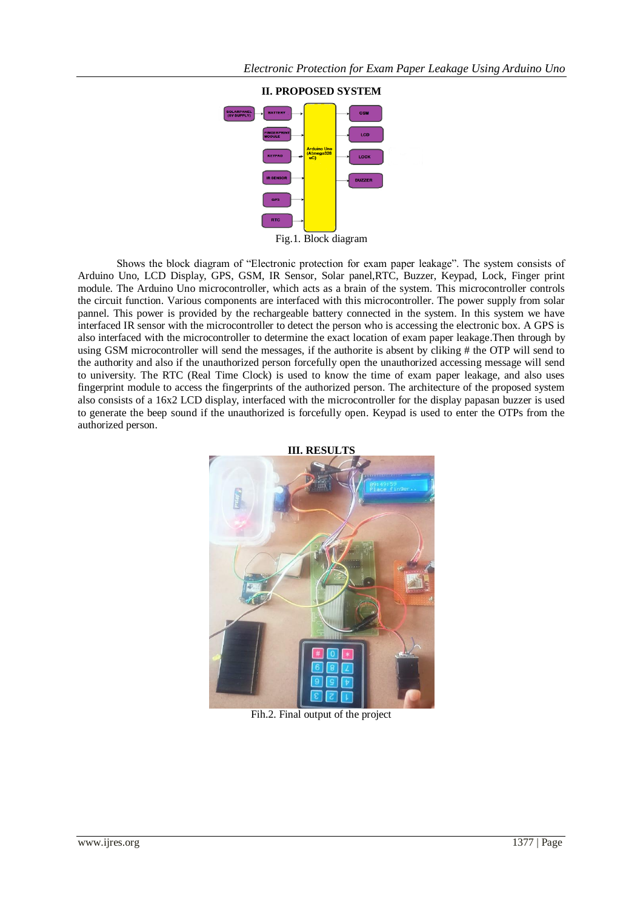## II. PROPOSED SYSTEM

Fig.1. Block diagram

Shows the block diagram of "Electronic protection for exam paper leakage". The system consists of Arduino Uno, LCD Display, GPS, GSM, IR Sensor, Solar panel,RTC, Buzzer, Keypad, Lock, Finger print module. The Arduino Uno microcontroller, which acts as a brain of the system. This microcontroller controls the circuit function. Various components are interfaced with this microcontroller. The power supply from solar pannel. This power is provided by the rechargeable battery connected in the system. In this system we have interfaced IR sensor with the microcontroller to detect the person who is accessing the electronic box. A GPS is also interfaced with the microcontroller to determine the exact location of exam paper leakage.Then through by using GSM microcontroller will send the messages, if the authorite is absent by cliking # the OTP will send to the authority and also if the unauthorized person forcefully open the unauthorized accessing message will send to university. The RTC (Real Time Clock) is used to know the time of exam paper leakage, and also uses fingerprint module to access the fingerprints of the authorized person. The architecture of the proposed system also consists of a 16x2 LCD display, interfaced with the microcontroller for the display papasan buzzer is used to generate the beep sound if the unauthorized is forcefully open. Keypad is used to enter the OTPs from the authorized person.

## III. RESULTS

Fih.2. Final output of the project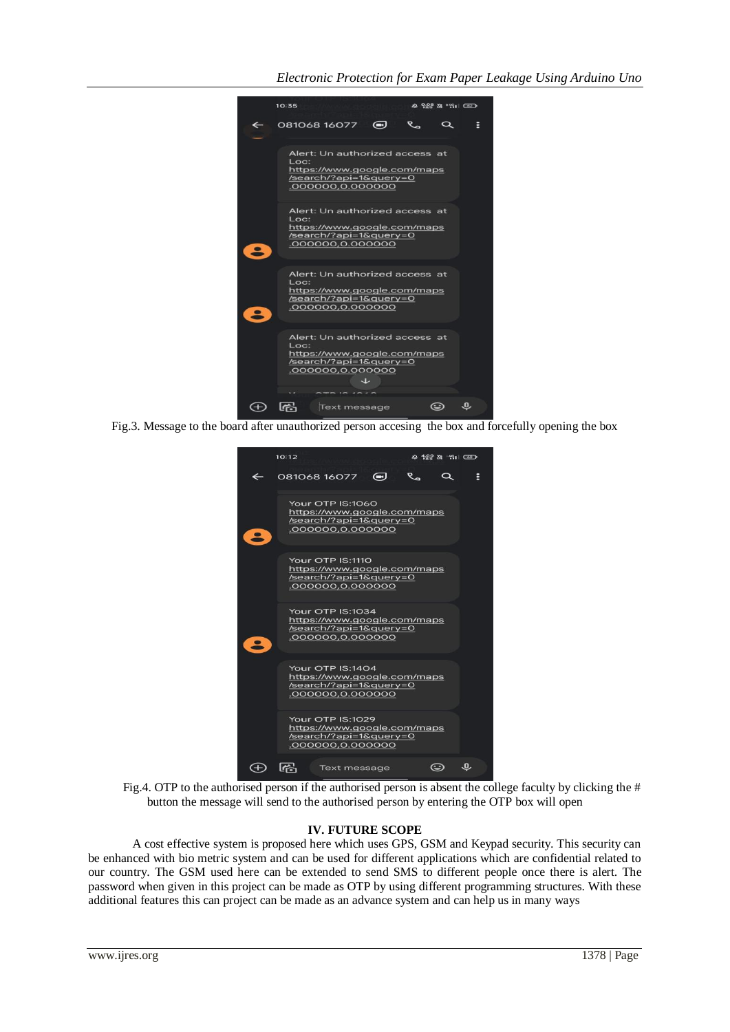Fig.3. Message to the board after unauthorized person accesing the box and forcefully opening the box

Fig.4. OTP to the authorised person if the authorised person is absent the college faculty by clicking the # button the message will send to the authorised person by entering the OTP box will open

## IV. FUTURE SCOPE

A cost effective system is proposed here which uses GPS, GSM and Keypad security. This security can be enhanced with bio metric system and can be used for different applications which are confidential related to our country. The GSM used here can be extended to send SMS to different people once there is alert. The password when given in this project can be made as OTP by using different programming structures. With these additional features this can project can be made as an advance system and can help us in many ways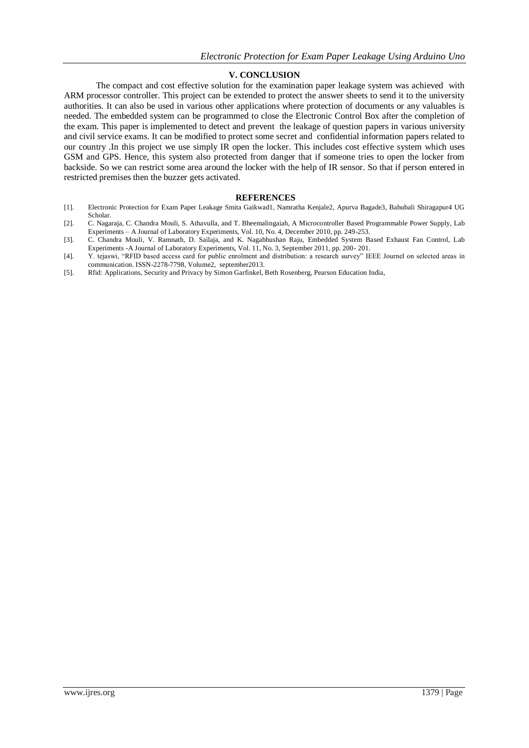## V. CONCLUSION

The compact and cost effective solution for the examination paper leakage system was achieved with ARM processor controller. This project can be extended to protect the answer sheets to send it to the university authorities. It can also be used in various other applications where protection of documents or any valuables is needed. The embedded system can be programmed to close the Electronic Control Box after the completion of the exam. This paper is implemented to detect and prevent the leakage of question papers in various university and civil service exams. It can be modified to protect some secret and confidential information papers related to our country .In this project we use simply IR open the locker. This includes cost effective system which uses GSM and GPS. Hence, this system also protected from danger that if someone tries to open the locker from backside. So we can restrict some area around the locker with the help of IR sensor. So that if person entered in restricted premises then the buzzer gets activated.

## REFERENCES

[1]. Electronic Protection for Exam Paper Leakage Smita Gaikwad1, Namratha Kenjale2, Apurva Bagade3, Bahubali Shiragapur4 UG Scholar.

[2]. C. Nagaraja, C. Chandra Mouli, S. Athavulla, and T. Bheemalingaiah, A Microcontroller Based Programmable Power Supply, Lab Experiments – A Journal of Laboratory Experiments, Vol. 10, No. 4, December 2010, pp. 249-253.

[3]. C. Chandra Mouli, V. Ramnath, D. Sailaja, and K. Nagabhushan Raju, Embedded System Based Exhaust Fan Control, Lab Experiments -A Journal of Laboratory Experiments, Vol. 11, No. 3, September 2011, pp. 200- 201.

[4]. Y. tejaswi, "RFID based access card for public enrolment and distribution: a research survey" IEEE Journel on selected areas in communication. ISSN-2278-7798, Volume2, september2013.

[5]. Rfid: Applications, Security and Privacy by Simon Garfinkel, Beth Rosenberg, Pearson Education India,